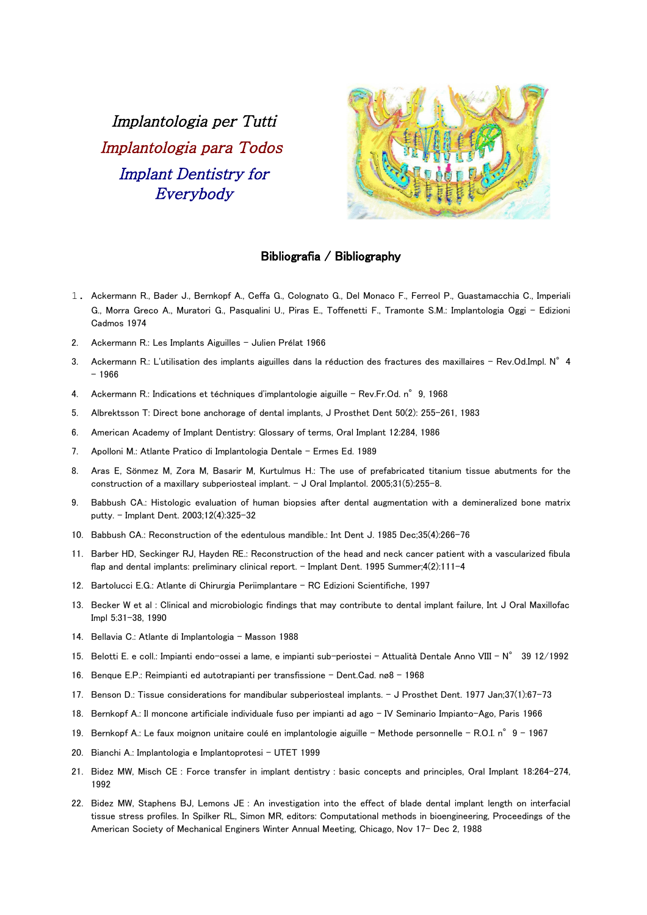*Implantologia per Tutti*

*Implantologia para Todos*

*Implant Dentistry for Everybody*

## Bibliografia / Bibliography

1. Ackermann R., Bader J., Bernkopf A., Ceffa G., Colognato G., Del Monaco F., Ferreol P., Guastamacchia C., Imperiali G., Morra Greco A., Muratori G., Pasqualini U., Piras E., Toffenetti F., Tramonte S.M.: Implantologia Oggi – Edizioni Cadmos 1974
2. Ackermann R.: Les Implants Aiguilles – Julien Prélat 1966
3. Ackermann R.: L'utilisation des implants aiguilles dans la réduction des fractures des maxillaires – Rev.Od.Impl. N° 4 – 1966
4. Ackermann R.: Indications et téchniques d'implantologie aiguille – Rev.Fr.Od. n° 9, 1968
5. Albrektsson T: Direct bone anchorage of dental implants, J Prosthet Dent 50(2): 255-261, 1983
6. American Academy of Implant Dentistry: Glossary of terms, Oral Implant 12:284, 1986
7. Apolloni M.: Atlante Pratico di Implantologia Dentale – Ermes Ed. 1989
8. Aras E, Sönmez M, Zora M, Basarir M, Kurtulmus H.: The use of prefabricated titanium tissue abutments for the construction of a maxillary subperiosteal implant. – J Oral Implantol. 2005;31(5):255-8.
9. Babbush CA.: Histologic evaluation of human biopsies after dental augmentation with a demineralized bone matrix putty. – Implant Dent. 2003;12(4):325-32
10. Babbush CA.: Reconstruction of the edentulous mandible.: Int Dent J. 1985 Dec;35(4):266-76
11. Barber HD, Seckinger RJ, Hayden RE.: Reconstruction of the head and neck cancer patient with a vascularized fibula flap and dental implants: preliminary clinical report. – Implant Dent. 1995 Summer;4(2):111-4
12. Bartolucci E.G.: Atlante di Chirurgia Periimplantare – RC Edizioni Scientifiche, 1997
13. Becker W et al : Clinical and microbiologic findings that may contribute to dental implant failure, Int J Oral Maxillofac Impl 5:31-38, 1990
14. Bellavia C.: Atlante di Implantologia – Masson 1988
15. Belotti E. e coll.: Impianti endo-ossei a lame, e impianti sub-periostei – Attualità Dentale Anno VIII – N° 39 12/1992
16. Benque E.P.: Reimpianti ed autotrapianti per transfissione – Dent.Cad. nø8 – 1968
17. Benson D.: Tissue considerations for mandibular subperiosteal implants. – J Prosthet Dent. 1977 Jan;37(1):67-73
18. Bernkopf A.: Il moncone artificiale individuale fuso per impianti ad ago – IV Seminario Impianto-Ago, Paris 1966
19. Bernkopf A.: Le faux moignon unitaire coulé en implantologie aiguille – Methode personnelle – R.O.I. n° 9 – 1967
20. Bianchi A.: Implantologia e Implantoprotesi – UTET 1999
21. Bidez MW, Misch CE : Force transfer in implant dentistry : basic concepts and principles, Oral Implant 18:264-274, 1992
22. Bidez MW, Stephens BJ, Lemons JE : An investigation into the effect of blade dental implant length on interfacial tissue stress profiles. In Spilker RL, Simon MR, editors: Computational methods in bioengineering, Proceedings of the American Society of Mechanical Enginers Winter Annual Meeting, Chicago, Nov 17- Dec 2, 1988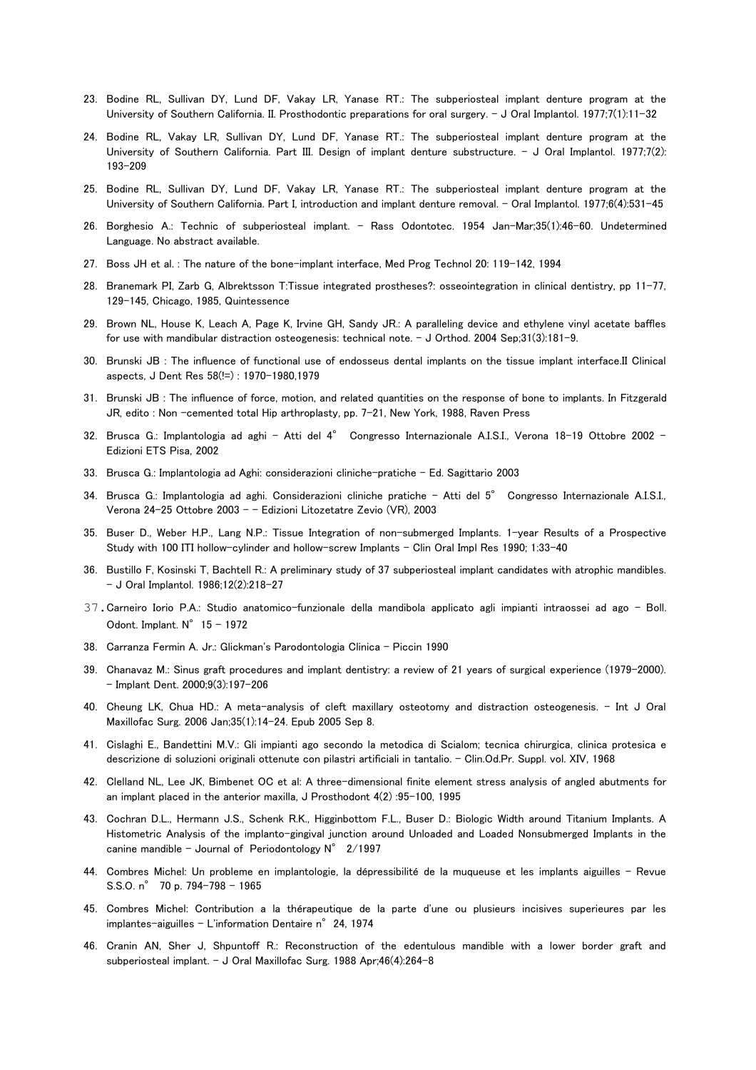23. Bodine RL, Sullivan DY, Lund DF, Vakay LR, Yanase RT.: The subperiosteal implant denture program at the University of Southern California. II. Prosthodontic preparations for oral surgery. – J Oral Implantol. 1977;7(1):11-32

24. Bodine RL, Vakay LR, Sullivan DY, Lund DF, Yanase RT.: The subperiosteal implant denture program at the University of Southern California. Part III. Design of implant denture substructure. – J Oral Implantol. 1977;7(2): 193-209

25. Bodine RL, Sullivan DY, Lund DF, Vakay LR, Yanase RT.: The subperiosteal implant denture program at the University of Southern California. Part I, introduction and implant denture removal. – Oral Implantol. 1977;6(4):531-45

26. Borghesio A.: Technic of subperiosteal implant. – Rass Odontotec. 1954 Jan-Mar;35(1):46-60. Undetermined Language. No abstract available.

27. Boss JH et al. : The nature of the bone-implant interface, Med Prog Technol 20: 119-142, 1994

28. Branemark PI, Zarb G, Albrektsson T:Tissue integrated prostheses?: osseointegration in clinical dentistry, pp 11-77, 129-145, Chicago, 1985, Quintessence

29. Brown NL, House K, Leach A, Page K, Irvine GH, Sandy JR.: A paralleling device and ethylene vinyl acetate baffles for use with mandibular distraction osteogenesis: technical note. – J Orthod. 2004 Sep;31(3):181-9.

30. Brunski JB : The influence of functional use of endosseus dental implants on the tissue implant interface.II Clinical aspects, J Dent Res 58(!=) : 1970-1980,1979

31. Brunski JB : The influence of force, motion, and related quantities on the response of bone to implants. In Fitzgerald JR, edito : Non -cemented total Hip arthroplasty, pp. 7-21, New York, 1988, Raven Press

32. Brusca G.: Implantologia ad aghi – Atti del 4° Congresso Internazionale A.I.S.I., Verona 18-19 Ottobre 2002 – Edizioni ETS Pisa, 2002

33. Brusca G.: Implantologia ad Aghi: considerazioni cliniche-pratiche – Ed. Sagittario 2003

34. Brusca G.: Implantologia ad aghi. Considerazioni cliniche pratiche – Atti del 5° Congresso Internazionale A.I.S.I., Verona 24-25 Ottobre 2003 – – Edizioni Litozetatre Zevio (VR), 2003

35. Buser D., Weber H.P., Lang N.P.: Tissue Integration of non-submerged Implants. 1-year Results of a Prospective Study with 100 ITI hollow-cylinder and hollow-screw Implants – Clin Oral Impl Res 1990; 1:33-40

36. Bustillo F, Kosinski T, Bachtell R.: A preliminary study of 37 subperiosteal implant candidates with atrophic mandibles. – J Oral Implantol. 1986;12(2):218-27

37. Carneiro Iorio P.A.: Studio anatomico-funzionale della mandibola applicato agli impianti intraossei ad ago – Boll. Odont. Implant. N° 15 – 1972

38. Carranza Fermin A. Jr.: Glickman's Parodontologia Clinica – Piccin 1990

39. Chanavaz M.: Sinus graft procedures and implant dentistry: a review of 21 years of surgical experience (1979-2000). – Implant Dent. 2000;9(3):197-206

40. Cheung LK, Chua HD.: A meta-analysis of cleft maxillary osteotomy and distraction osteogenesis. – Int J Oral Maxillofac Surg. 2006 Jan;35(1):14-24. Epub 2005 Sep 8.

41. Cislaghi E., Bandettini M.V.: Gli impianti ago secondo la metodica di Scialom; tecnica chirurgica, clinica protesica e descrizione di soluzioni originali ottenute con pilastri artificiali in tantalio. – Clin.Od.Pr. Suppl. vol. XIV, 1968

42. Clelland NL, Lee JK, Bimbenet OC et al: A three-dimensional finite element stress analysis of angled abutments for an implant placed in the anterior maxilla, J Prosthodont 4(2) :95-100, 1995

43. Cochran D.L., Hermann J.S., Schenk R.K., Higginbottom F.L., Buser D.: Biologic Width around Titanium Implants. A Histometric Analysis of the implanto-gingival junction around Unloaded and Loaded Nonsubmerged Implants in the canine mandible – Journal of Periodontology N° 2/1997

44. Combres Michel: Un probleme en implantologie, la dépressibilité de la muqueuse et les implants aiguilles – Revue S.S.O. n° 70 p. 794-798 – 1965

45. Combres Michel: Contribution a la thérapeutique de la parte d'une ou plusieurs incisives superieures par les implantes-aiguilles – L'information Dentaire n° 24, 1974

46. Cranin AN, Sher J, Shpuntoff R.: Reconstruction of the edentulous mandible with a lower border graft and subperiosteal implant. – J Oral Maxillofac Surg. 1988 Apr;46(4):264-8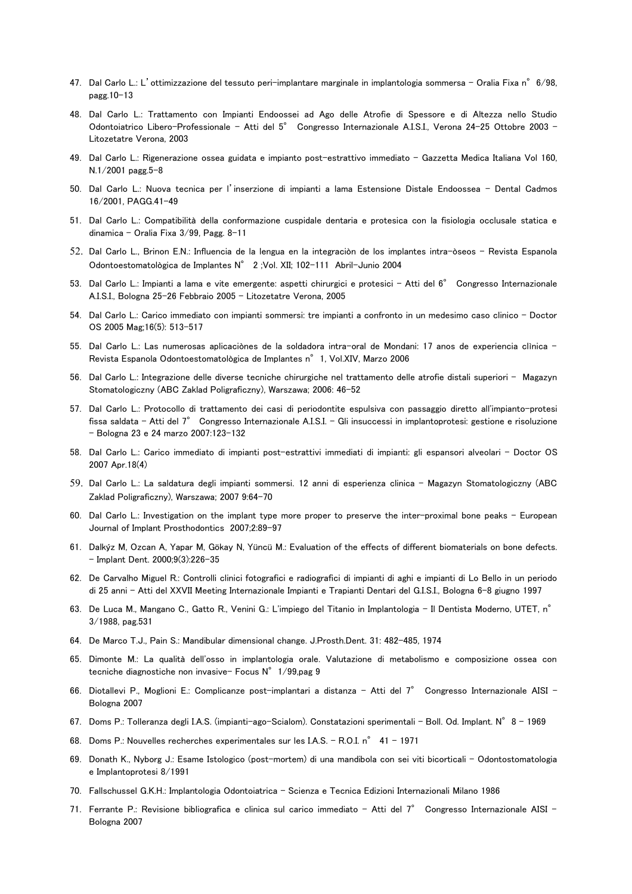47. Dal Carlo L.: L'ottimizzazione del tessuto peri-implantare marginale in implantologia sommersa - Oralia Fixa n° 6/98, pagg.10-13
48. Dal Carlo L.: Trattamento con Impianti Endoossei ad Ago delle Atrofie di Spessore e di Altezza nello Studio Odontoiatrico Libero-Professionale - Atti del 5° Congresso Internazionale A.I.S.I., Verona 24-25 Ottobre 2003 - Litozetatre Verona, 2003
49. Dal Carlo L.: Rigenerazione ossea guidata e impianto post-estrattivo immediato - Gazzetta Medica Italiana Vol 160, N.1/2001 pagg.5-8
50. Dal Carlo L.: Nuova tecnica per l'inserzione di impianti a lama Estensione Distale Endoossea - Dental Cadmos 16/2001, PAGG.41-49
51. Dal Carlo L.: Compatibilità della conformazione cuspidale dentaria e protesica con la fisiologia occlusale statica e dinamica - Oralia Fixa 3/99, Pagg. 8-11
52. Dal Carlo L., Brinon E.N.: Influencia de la lengua en la integraciòn de los implantes intra-òseos - Revista Espanola Odontoestomatològica de Implantes N° 2 ;Vol. XII; 102-111 Abril-Junio 2004
53. Dal Carlo L.: Impianti a lama e vite emergente: aspetti chirurgici e protesici - Atti del 6° Congresso Internazionale A.I.S.I., Bologna 25-26 Febbraio 2005 - Litozetatre Verona, 2005
54. Dal Carlo L.: Carico immediato con impianti sommersi: tre impianti a confronto in un medesimo caso clinico - Doctor OS 2005 Mag;16(5): 513-517
55. Dal Carlo L.: Las numerosas aplicaciònes de la soldadora intra-oral de Mondani: 17 anos de experiencia clìnica - Revista Espanola Odontoestomatològica de Implantes n° 1, Vol.XIV, Marzo 2006
56. Dal Carlo L.: Integrazione delle diverse tecniche chirurgiche nel trattamento delle atrofie distali superiori - Magazyn Stomatologiczny (ABC Zaklad Poligraficzny), Warszawa; 2006: 46-52
57. Dal Carlo L.: Protocollo di trattamento dei casi di periodontite espulsiva con passaggio diretto all'impianto-protesi fissa saldata - Atti del 7° Congresso Internazionale A.I.S.I. - Gli insuccessi in implantoprotesi: gestione e risoluzione - Bologna 23 e 24 marzo 2007:123-132
58. Dal Carlo L.: Carico immediato di impianti post-estrattivi immediati di impianti: gli espansori alveolari - Doctor OS 2007 Apr.18(4)
59. Dal Carlo L.: La saldatura degli impianti sommersi. 12 anni di esperienza clinica - Magazyn Stomatologiczny (ABC Zaklad Poligraficzny), Warszawa; 2007 9:64-70
60. Dal Carlo L.: Investigation on the implant type more proper to preserve the inter-proximal bone peaks - European Journal of Implant Prosthodontics 2007;2:89-97
61. Dalkýz M, Ozcan A, Yapar M, Gökay N, Yüncü M.: Evaluation of the effects of different biomaterials on bone defects. - Implant Dent. 2000;9(3):226-35
62. De Carvalho Miguel R.: Controlli clinici fotografici e radiografici di impianti di aghi e impianti di Lo Bello in un periodo di 25 anni - Atti del XXVII Meeting Internazionale Impianti e Trapianti Dentari del G.I.S.I., Bologna 6-8 giugno 1997
63. De Luca M., Mangano C., Gatto R., Venini G.: L'impiego del Titanio in Implantologia - Il Dentista Moderno, UTET, n° 3/1988, pag.531
64. De Marco T.J., Pain S.: Mandibular dimensional change. J.Prosth.Dent. 31: 482-485, 1974
65. Dimonte M.: La qualità dell'osso in implantologia orale. Valutazione di metabolismo e composizione ossea con tecniche diagnostiche non invasive- Focus N° 1/99,pag 9
66. Diotallevi P., Moglioni E.: Complicanze post-implantari a distanza - Atti del 7° Congresso Internazionale AISI - Bologna 2007
67. Doms P.: Tolleranza degli I.A.S. (impianti-ago-Scialom). Constatazioni sperimentali - Boll. Od. Implant. N° 8 - 1969
68. Doms P.: Nouvelles recherches experimentales sur les I.A.S. - R.O.I. n° 41 - 1971
69. Donath K., Nyborg J.: Esame Istologico (post-mortem) di una mandibola con sei viti bicorticali - Odontostomatologia e Implantoprotesi 8/1991
70. Fallschussel G.K.H.: Implantologia Odontoiatrica - Scienza e Tecnica Edizioni Internazionali Milano 1986
71. Ferrante P.: Revisione bibliografica e clinica sul carico immediato - Atti del 7° Congresso Internazionale AISI - Bologna 2007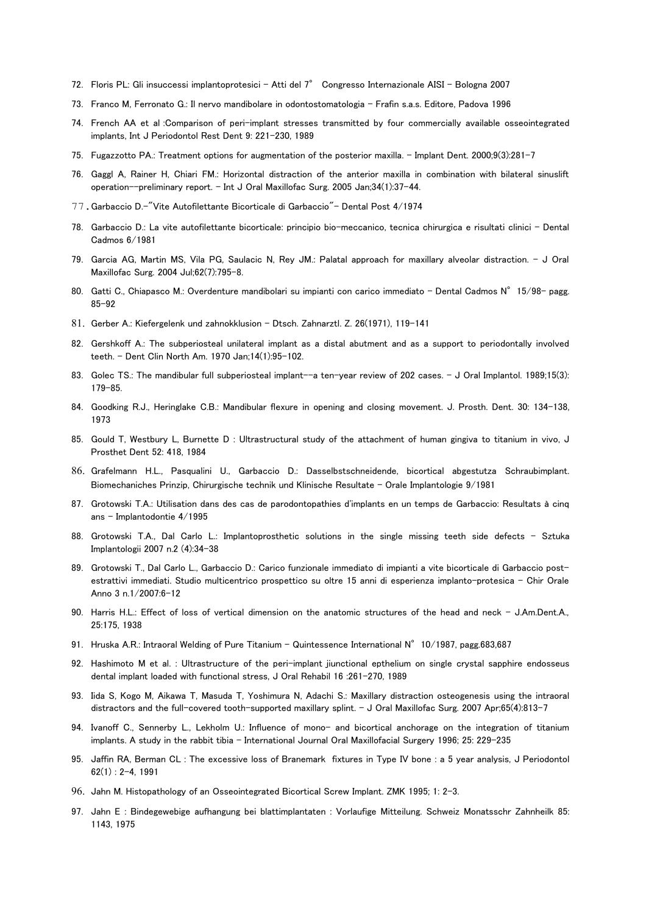72. Floris PL: Gli insuccessi implantoprotesici – Atti del 7° Congresso Internazionale AISI – Bologna 2007
73. Franco M, Ferronato G.: Il nervo mandibolare in odontostomatologia – Frafin s.a.s. Editore, Padova 1996
74. French AA et al :Comparison of peri-implant stresses transmitted by four commercially available osseointegrated implants, Int J Periodontol Rest Dent 9: 221-230, 1989
75. Fugazzotto PA.: Treatment options for augmentation of the posterior maxilla. – Implant Dent. 2000;9(3):281-7
76. Gaggl A, Rainer H, Chiari FM.: Horizontal distraction of the anterior maxilla in combination with bilateral sinuslift operation--preliminary report. – Int J Oral Maxillofac Surg. 2005 Jan;34(1):37-44.
77. Garbaccio D.-"Vite Autofilettante Bicorticale di Garbaccio"- Dental Post 4/1974
78. Garbaccio D.: La vite autofilettante bicorticale: principio bio-meccanico, tecnica chirurgica e risultati clinici – Dental Cadmos 6/1981
79. Garcia AG, Martin MS, Vila PG, Saulacic N, Rey JM.: Palatal approach for maxillary alveolar distraction. – J Oral Maxillofac Surg. 2004 Jul;62(7):795-8.
80. Gatti C., Chiapasco M.: Overdenture mandibolari su impianti con carico immediato – Dental Cadmos N° 15/98- pagg. 85-92
81. Gerber A.: Kiefergelenk und zahnokklusion – Dtsch. Zahnarztl. Z. 26(1971), 119-141
82. Gershkoff A.: The subperiosteal unilateral implant as a distal abutment and as a support to periodontally involved teeth. – Dent Clin North Am. 1970 Jan;14(1):95-102.
83. Golec TS.: The mandibular full subperiosteal implant--a ten-year review of 202 cases. – J Oral Implantol. 1989;15(3): 179-85.
84. Goodking R.J., Heringlake C.B.: Mandibular flexure in opening and closing movement. J. Prosth. Dent. 30: 134-138, 1973
85. Gould T, Westbury L, Burnette D : Ultrastructural study of the attachment of human gingiva to titanium in vivo, J Prosthet Dent 52: 418, 1984
86. Grafelmann H.L., Pasqualini U., Garbaccio D.: Dasselbstschneidende, bicortical abgestutza Schraubimplant. Biomechaniches Prinzip, Chirurgische technik und Klinische Resultate – Orale Implantologie 9/1981
87. Grotowski T.A.: Utilisation dans des cas de parodontopathies d'implants en un temps de Garbaccio: Resultats à cinq ans – Implantodontie 4/1995
88. Grotowski T.A., Dal Carlo L.: Implantoprosthetic solutions in the single missing teeth side defects – Sztuka Implantologii 2007 n.2 (4):34-38
89. Grotowski T., Dal Carlo L., Garbaccio D.: Carico funzionale immediato di impianti a vite bicorticale di Garbaccio post-estrattivi immediati. Studio multicentrico prospettico su oltre 15 anni di esperienza implanto-protesica – Chir Orale Anno 3 n.1/2007:6-12
90. Harris H.L.: Effect of loss of vertical dimension on the anatomic structures of the head and neck – J.Am.Dent.A., 25:175, 1938
91. Hruska A.R.: Intraoral Welding of Pure Titanium – Quintessence International N° 10/1987, pagg.683,687
92. Hashimoto M et al. : Ultrastructure of the peri-implant jiunctional epthelium on single crystal sapphire endosseus dental implant loaded with functional stress, J Oral Rehabil 16 :261-270, 1989
93. Iida S, Kogo M, Aikawa T, Masuda T, Yoshimura N, Adachi S.: Maxillary distraction osteogenesis using the intraoral distractors and the full-covered tooth-supported maxillary splint. – J Oral Maxillofac Surg. 2007 Apr;65(4):813-7
94. Ivanoff C., Sennerby L., Lekholm U.: Influence of mono- and bicortical anchorage on the integration of titanium implants. A study in the rabbit tibia – International Journal Oral Maxillofacial Surgery 1996; 25: 229-235
95. Jaffin RA, Berman CL : The excessive loss of Branemark fixtures in Type IV bone : a 5 year analysis, J Periodontol 62(1) : 2-4, 1991
96. Jahn M. Histopathology of an Osseointegrated Bicortical Screw Implant. ZMK 1995; 1: 2-3.
97. Jahn E : Bindegewebige aufhangung bei blattimplantaten : Vorlaufige Mitteilung. Schweiz Monatsschr Zahnheilk 85: 1143, 1975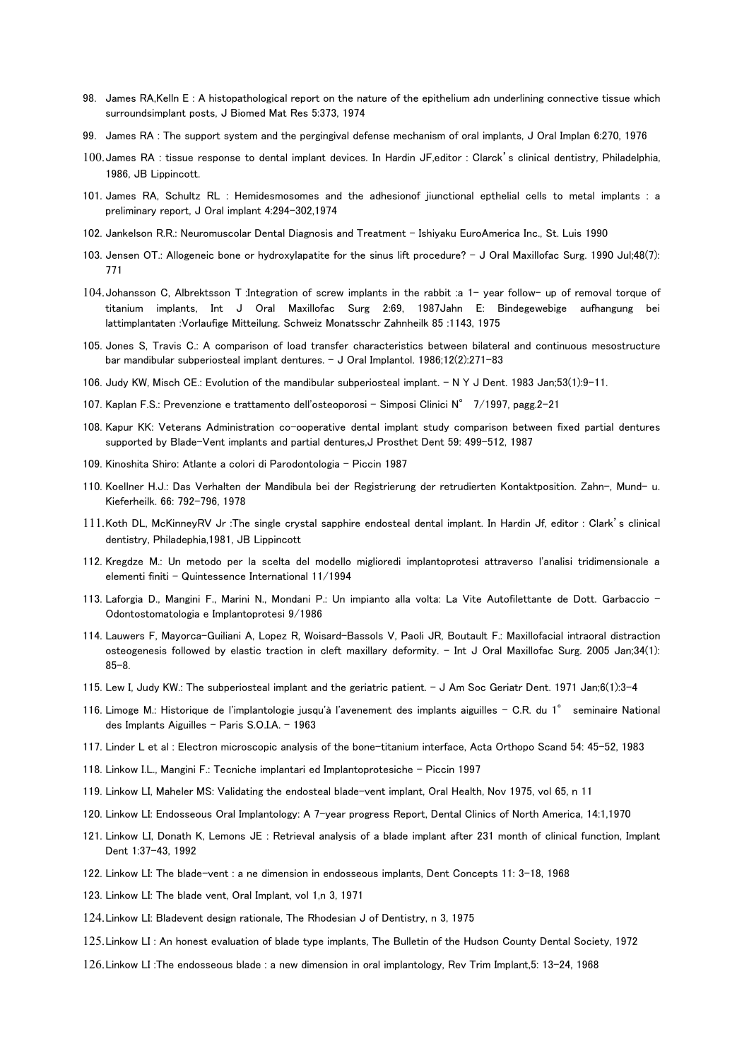98. James RA,Kelln E : A histopathological report on the nature of the epithelium adn underlining connective tissue which surroundsimplant posts, J Biomed Mat Res 5:373, 1974

99. James RA : The support system and the pergingival defense mechanism of oral implants, J Oral Implan 6:270, 1976

100. James RA : tissue response to dental implant devices. In Hardin JF,editor : Clarck's clinical dentistry, Philadelphia, 1986, JB Lippincott.

101. James RA, Schultz RL : Hemidesmosomes and the adhesionof jiunctional epthelial cells to metal implants : a preliminary report, J Oral implant 4:294-302,1974

102. Jankelson R.R.: Neuromuscolar Dental Diagnosis and Treatment - Ishiyaku EuroAmerica Inc., St. Luis 1990

103. Jensen OT.: Allogeneic bone or hydroxylapatite for the sinus lift procedure? - J Oral Maxillofac Surg. 1990 Jul;48(7): 771

104. Johansson C, Albrektsson T :Integration of screw implants in the rabbit :a 1- year follow- up of removal torque of titanium implants, Int J Oral Maxillofac Surg 2:69, 1987Jahn E: Bindegewebige aufhangung bei lattimplantaten :Vorlaufige Mitteilung. Schweiz Monatsschr Zahnheilk 85 :1143, 1975

105. Jones S, Travis C.: A comparison of load transfer characteristics between bilateral and continuous mesostructure bar mandibular subperiosteal implant dentures. - J Oral Implantol. 1986;12(2):271-83

106. Judy KW, Misch CE.: Evolution of the mandibular subperiosteal implant. - N Y J Dent. 1983 Jan;53(1):9-11.

107. Kaplan F.S.: Prevenzione e trattamento dell'osteoporosi - Simposi Clinici N° 7/1997, pagg.2-21

108. Kapur KK: Veterans Administration co-ooperative dental implant study comparison between fixed partial dentures supported by Blade-Vent implants and partial dentures,J Prosthet Dent 59: 499-512, 1987

109. Kinoshita Shiro: Atlante a colori di Parodontologia - Piccin 1987

110. Koellner H.J.: Das Verhalten der Mandibula bei der Registrierung der retrudierten Kontaktposition. Zahn-, Mund- u. Kieferheilk. 66: 792-796, 1978

111. Koth DL, McKinneyRV Jr :The single crystal sapphire endosteal dental implant. In Hardin Jf, editor : Clark's clinical dentistry, Philadephia,1981, JB Lippincott

112. Kregdze M.: Un metodo per la scelta del modello miglioredi implantoprotesi attraverso l'analisi tridimensionale a elementi finiti - Quintessence International 11/1994

113. Laforgia D., Mangini F., Marini N., Mondani P.: Un impianto alla volta: La Vite Autofilettante de Dott. Garbaccio - Odontostomatologia e Implantoprotesi 9/1986

114. Lauwers F, Mayorca-Guiliani A, Lopez R, Woisard-Bassols V, Paoli JR, Boutault F.: Maxillofacial intraoral distraction osteogenesis followed by elastic traction in cleft maxillary deformity. - Int J Oral Maxillofac Surg. 2005 Jan;34(1): 85-8.

115. Lew I, Judy KW.: The subperiosteal implant and the geriatric patient. - J Am Soc Geriatr Dent. 1971 Jan;6(1):3-4

116. Limoge M.: Historique de l'implantologie jusqu'à l'avenement des implants aiguilles - C.R. du 1° seminaire National des Implants Aiguilles - Paris S.O.I.A. - 1963

117. Linder L et al : Electron microscopic analysis of the bone-titanium interface, Acta Orthopo Scand 54: 45-52, 1983

118. Linkow I.L., Mangini F.: Tecniche implantari ed Implantoprotesiche - Piccin 1997

119. Linkow LI, Maheler MS: Validating the endosteal blade-vent implant, Oral Health, Nov 1975, vol 65, n 11

120. Linkow LI: Endosseous Oral Implantology: A 7-year progress Report, Dental Clinics of North America, 14:1,1970

121. Linkow LI, Donath K, Lemons JE : Retrieval analysis of a blade implant after 231 month of clinical function, Implant Dent 1:37-43, 1992

122. Linkow LI: The blade-vent : a ne dimension in endosseous implants, Dent Concepts 11: 3-18, 1968

123. Linkow LI: The blade vent, Oral Implant, vol 1,n 3, 1971

124. Linkow LI: Bladevent design rationale, The Rhodesian J of Dentistry, n 3, 1975

125. Linkow LI : An honest evaluation of blade type implants, The Bulletin of the Hudson County Dental Society, 1972

126. Linkow LI :The endosseous blade : a new dimension in oral implantology, Rev Trim Implant,5: 13-24, 1968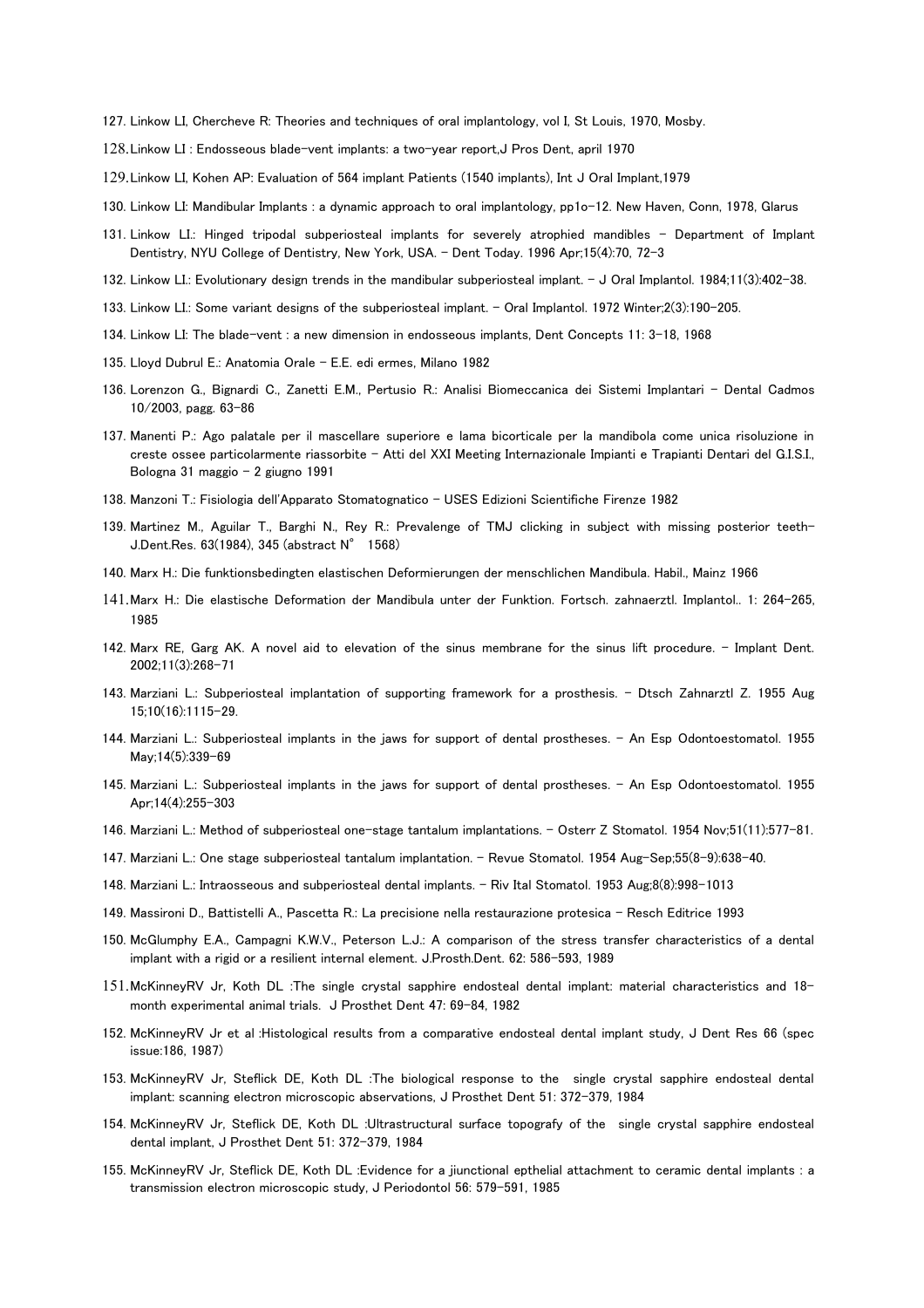127. Linkow LI, Chercheve R: Theories and techniques of oral implantology, vol I, St Louis, 1970, Mosby.

128. Linkow LI : Endosseous blade-vent implants: a two-year report,J Pros Dent, april 1970

129. Linkow LI, Kohen AP: Evaluation of 564 implant Patients (1540 implants), Int J Oral Implant,1979

130. Linkow LI: Mandibular Implants : a dynamic approach to oral implantology, pp1o-12. New Haven, Conn, 1978, Glarus

131. Linkow LI.: Hinged tripodal subperiosteal implants for severely atrophied mandibles - Department of Implant Dentistry, NYU College of Dentistry, New York, USA. - Dent Today. 1996 Apr;15(4):70, 72-3

132. Linkow LI.: Evolutionary design trends in the mandibular subperiosteal implant. - J Oral Implantol. 1984;11(3):402-38.

133. Linkow LI.: Some variant designs of the subperiosteal implant. - Oral Implantol. 1972 Winter;2(3):190-205.

134. Linkow LI: The blade-vent : a new dimension in endosseous implants, Dent Concepts 11: 3-18, 1968

135. Lloyd Dubrul E.: Anatomia Orale - E.E. edi ermes, Milano 1982

136. Lorenzon G., Bignardi C., Zanetti E.M., Pertusio R.: Analisi Biomeccanica dei Sistemi Implantari - Dental Cadmos 10/2003, pagg. 63-86

137. Manenti P.: Ago palatale per il mascellare superiore e lama bicorticale per la mandibola come unica risoluzione in creste ossee particolarmente riassorbite - Atti del XXI Meeting Internazionale Impianti e Trapianti Dentari del G.I.S.I., Bologna 31 maggio - 2 giugno 1991

138. Manzoni T.: Fisiologia dell'Apparato Stomatognatico - USES Edizioni Scientifiche Firenze 1982

139. Martinez M., Aguilar T., Barghi N., Rey R.: Prevalenge of TMJ clicking in subject with missing posterior teeth- J.Dent.Res. 63(1984), 345 (abstract N° 1568)

140. Marx H.: Die funktionsbedingten elastischen Deformierungen der menschlichen Mandibula. Habil., Mainz 1966

141. Marx H.: Die elastische Deformation der Mandibula unter der Funktion. Fortsch. zahnaerztl. Implantol.. 1: 264-265, 1985

142. Marx RE, Garg AK. A novel aid to elevation of the sinus membrane for the sinus lift procedure. - Implant Dent. 2002;11(3):268-71

143. Marziani L.: Subperiosteal implantation of supporting framework for a prosthesis. - Dtsch Zahnarztl Z. 1955 Aug 15;10(16):1115-29.

144. Marziani L.: Subperiosteal implants in the jaws for support of dental prostheses. - An Esp Odontoestomatol. 1955 May;14(5):339-69

145. Marziani L.: Subperiosteal implants in the jaws for support of dental prostheses. - An Esp Odontoestomatol. 1955 Apr;14(4):255-303

146. Marziani L.: Method of subperiosteal one-stage tantalum implantations. - Osterr Z Stomatol. 1954 Nov;51(11):577-81.

147. Marziani L.: One stage subperiosteal tantalum implantation. - Revue Stomatol. 1954 Aug-Sep;55(8-9):638-40.

148. Marziani L.: Intraosseous and subperiosteal dental implants. - Riv Ital Stomatol. 1953 Aug;8(8):998-1013

149. Massironi D., Battistelli A., Pascetta R.: La precisione nella restaurazione protesica - Resch Editrice 1993

150. McGlumphy E.A., Campagni K.W.V., Peterson L.J.: A comparison of the stress transfer characteristics of a dental implant with a rigid or a resilient internal element. J.Prosth.Dent. 62: 586-593, 1989

151. McKinneyRV Jr, Koth DL :The single crystal sapphire endosteal dental implant: material characteristics and 18-month experimental animal trials. J Prosthet Dent 47: 69-84, 1982

152. McKinneyRV Jr et al :Histological results from a comparative endosteal dental implant study, J Dent Res 66 (spec issue:186, 1987)

153. McKinneyRV Jr, Steflick DE, Koth DL :The biological response to the single crystal sapphire endosteal dental implant: scanning electron microscopic abservations, J Prosthet Dent 51: 372-379, 1984

154. McKinneyRV Jr, Steflick DE, Koth DL :Ultrastructural surface topografy of the single crystal sapphire endosteal dental implant, J Prosthet Dent 51: 372-379, 1984

155. McKinneyRV Jr, Steflick DE, Koth DL :Evidence for a jiunctional epthelial attachment to ceramic dental implants : a transmission electron microscopic study, J Periodontol 56: 579-591, 1985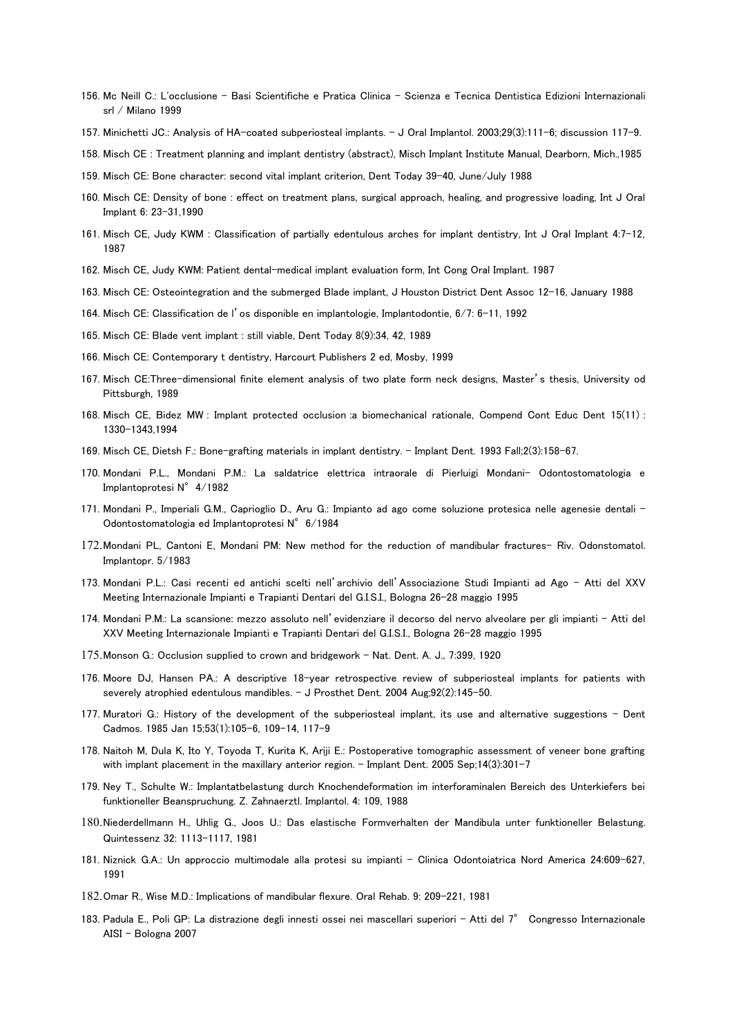156. Mc Neill C.: L'occlusione - Basi Scientifiche e Pratica Clinica - Scienza e Tecnica Dentistica Edizioni Internazionali srl / Milano 1999

157. Minichetti JC.: Analysis of HA-coated subperiosteal implants. - J Oral Implantol. 2003;29(3):111-6; discussion 117-9.

158. Misch CE : Treatment planning and implant dentistry (abstract), Misch Implant Institute Manual, Dearborn, Mich.,1985

159. Misch CE: Bone character: second vital implant criterion, Dent Today 39-40, June/July 1988

160. Misch CE: Density of bone : effect on treatment plans, surgical approach, healing, and progressive loading, Int J Oral Implant 6: 23-31,1990

161. Misch CE, Judy KWM : Classification of partially edentulous arches for implant dentistry, Int J Oral Implant 4:7-12, 1987

162. Misch CE, Judy KWM: Patient dental-medical implant evaluation form, Int Cong Oral Implant. 1987

163. Misch CE: Osteointegration and the submerged Blade implant, J Houston District Dent Assoc 12-16, January 1988

164. Misch CE: Classification de l'os disponible en implantologie, Implantodontie, 6/7: 6-11, 1992

165. Misch CE: Blade vent implant : still viable, Dent Today 8(9):34, 42, 1989

166. Misch CE: Contemporary t dentistry, Harcourt Publishers 2 ed, Mosby, 1999

167. Misch CE:Three-dimensional finite element analysis of two plate form neck designs, Master's thesis, University od Pittsburgh, 1989

168. Misch CE, Bidez MW : Implant protected occlusion :a biomechanical rationale, Compend Cont Educ Dent 15(11) : 1330-1343,1994

169. Misch CE, Dietsh F.: Bone-grafting materials in implant dentistry. - Implant Dent. 1993 Fall;2(3):158-67.

170. Mondani P.L., Mondani P.M.: La saldatrice elettrica intraorale di Pierluigi Mondani- Odontostomatologia e Implantoprotesi N° 4/1982

171. Mondani P., Imperiali G.M., Caprioglio D., Aru G.: Impianto ad ago come soluzione protesica nelle agenesie dentali - Odontostomatologia ed Implantoprotesi N° 6/1984

172. Mondani PL, Cantoni E, Mondani PM: New method for the reduction of mandibular fractures- Riv. Odonstomatol. Implantopr. 5/1983

173. Mondani P.L.: Casi recenti ed antichi scelti nell'archivio dell'Associazione Studi Impianti ad Ago - Atti del XXV Meeting Internazionale Impianti e Trapianti Dentari del G.I.S.I., Bologna 26-28 maggio 1995

174. Mondani P.M.: La scansione: mezzo assoluto nell'evidenziare il decorso del nervo alveolare per gli impianti - Atti del XXV Meeting Internazionale Impianti e Trapianti Dentari del G.I.S.I., Bologna 26-28 maggio 1995

175. Monson G.: Occlusion supplied to crown and bridgework - Nat. Dent. A. J., 7:399, 1920

176. Moore DJ, Hansen PA.: A descriptive 18-year retrospective review of subperiosteal implants for patients with severely atrophied edentulous mandibles. - J Prosthet Dent. 2004 Aug;92(2):145-50.

177. Muratori G.: History of the development of the subperiosteal implant, its use and alternative suggestions - Dent Cadmos. 1985 Jan 15;53(1):105-6, 109-14, 117-9

178. Naitoh M, Dula K, Ito Y, Toyoda T, Kurita K, Ariji E.: Postoperative tomographic assessment of veneer bone grafting with implant placement in the maxillary anterior region. - Implant Dent. 2005 Sep;14(3):301-7

179. Ney T., Schulte W.: Implantatbelastung durch Knochendeformation im interforaminalen Bereich des Unterkiefers bei funktioneller Beanspruchung. Z. Zahnaerztl. Implantol. 4: 109, 1988

180. Niederdellmann H., Uhlig G., Joos U.: Das elastische Formverhalten der Mandibula unter funktioneller Belastung. Quintessenz 32: 1113-1117, 1981

181. Niznick G.A.: Un approccio multimodale alla protesi su impianti - Clinica Odontoiatrica Nord America 24:609-627, 1991

182. Omar R., Wise M.D.: Implications of mandibular flexure. Oral Rehab. 9: 209-221, 1981

183. Padula E., Poli GP: La distrazione degli innesti ossei nei mascellari superiori - Atti del 7° Congresso Internazionale AISI - Bologna 2007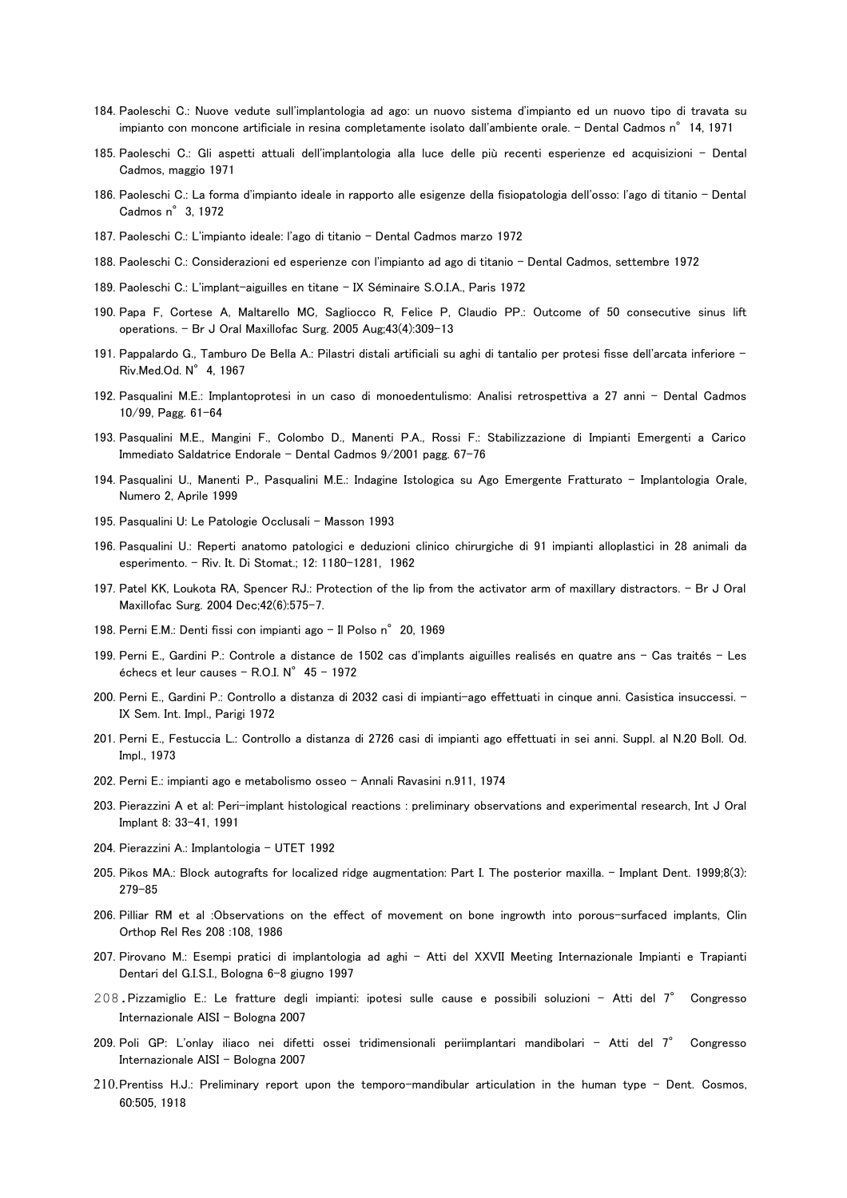184. Paoleschi C.: Nuove vedute sull'implantologia ad ago: un nuovo sistema d'impianto ed un nuovo tipo di travata su impianto con moncone artificiale in resina completamente isolato dall'ambiente orale. – Dental Cadmos n° 14, 1971

185. Paoleschi C.: Gli aspetti attuali dell'implantologia alla luce delle più recenti esperienze ed acquisizioni – Dental Cadmos, maggio 1971

186. Paoleschi C.: La forma d'impianto ideale in rapporto alle esigenze della fisiopatologia dell'osso: l'ago di titanio – Dental Cadmos n° 3, 1972

187. Paoleschi C.: L'impianto ideale: l'ago di titanio – Dental Cadmos marzo 1972

188. Paoleschi C.: Considerazioni ed esperienze con l'impianto ad ago di titanio – Dental Cadmos, settembre 1972

189. Paoleschi C.: L'implant-aiguilles en titane – IX Séminaire S.O.I.A., Paris 1972

190. Papa F, Cortese A, Maltarello MC, Sagliocco R, Felice P, Claudio PP.: Outcome of 50 consecutive sinus lift operations. – Br J Oral Maxillofac Surg. 2005 Aug;43(4):309-13

191. Pappalardo G., Tamburo De Bella A.: Pilastri distali artificiali su aghi di tantalio per protesi fisse dell'arcata inferiore – Riv.Med.Od. N° 4, 1967

192. Pasqualini M.E.: Implantoprotesi in un caso di monoedentulismo: Analisi retrospettiva a 27 anni – Dental Cadmos 10/99, Pagg. 61-64

193. Pasqualini M.E., Mangini F., Colombo D., Manenti P.A., Rossi F.: Stabilizzazione di Impianti Emergenti a Carico Immediato Saldatrice Endorale – Dental Cadmos 9/2001 pagg. 67-76

194. Pasqualini U., Manenti P., Pasqualini M.E.: Indagine Istologica su Ago Emergente Fratturato – Implantologia Orale, Numero 2, Aprile 1999

195. Pasqualini U: Le Patologie Occlusali – Masson 1993

196. Pasqualini U.: Reperti anatomo patologici e deduzioni clinico chirurgiche di 91 impianti alloplastici in 28 animali da esperimento. – Riv. It. Di Stomat.; 12: 1180-1281, 1962

197. Patel KK, Loukota RA, Spencer RJ.: Protection of the lip from the activator arm of maxillary distractors. – Br J Oral Maxillofac Surg. 2004 Dec;42(6):575-7.

198. Perni E.M.: Denti fissi con impianti ago – Il Polso n° 20, 1969

199. Perni E., Gardini P.: Controle a distance de 1502 cas d'implants aiguilles realisés en quatre ans – Cas traités – Les échecs et leur causes – R.O.I. N° 45 – 1972

200. Perni E., Gardini P.: Controllo a distanza di 2032 casi di impianti-ago effettuati in cinque anni. Casistica insuccessi. – IX Sem. Int. Impl., Parigi 1972

201. Perni E., Festuccia L.: Controllo a distanza di 2726 casi di impianti ago effettuati in sei anni. Suppl. al N.20 Boll. Od. Impl., 1973

202. Perni E.: impianti ago e metabolismo osseo – Annali Ravasini n.911, 1974

203. Pierazzini A et al: Peri-implant histological reactions : preliminary observations and experimental research, Int J Oral Implant 8: 33-41, 1991

204. Pierazzini A.: Implantologia – UTET 1992

205. Pikos MA.: Block autografts for localized ridge augmentation: Part I. The posterior maxilla. – Implant Dent. 1999;8(3): 279-85

206. Pilliar RM et al :Observations on the effect of movement on bone ingrowth into porous-surfaced implants, Clin Orthop Rel Res 208 :108, 1986

207. Pirovano M.: Esempi pratici di implantologia ad aghi – Atti del XXVII Meeting Internazionale Impianti e Trapianti Dentari del G.I.S.I., Bologna 6-8 giugno 1997

208. Pizzamiglio E.: Le fratture degli impianti: ipotesi sulle cause e possibili soluzioni – Atti del 7° Congresso Internazionale AISI – Bologna 2007

209. Poli GP: L'onlay iliaco nei difetti ossei tridimensionali periimplantari mandibolari – Atti del 7° Congresso Internazionale AISI – Bologna 2007

210. Prentiss H.J.: Preliminary report upon the temporo-mandibular articulation in the human type – Dent. Cosmos, 60:505, 1918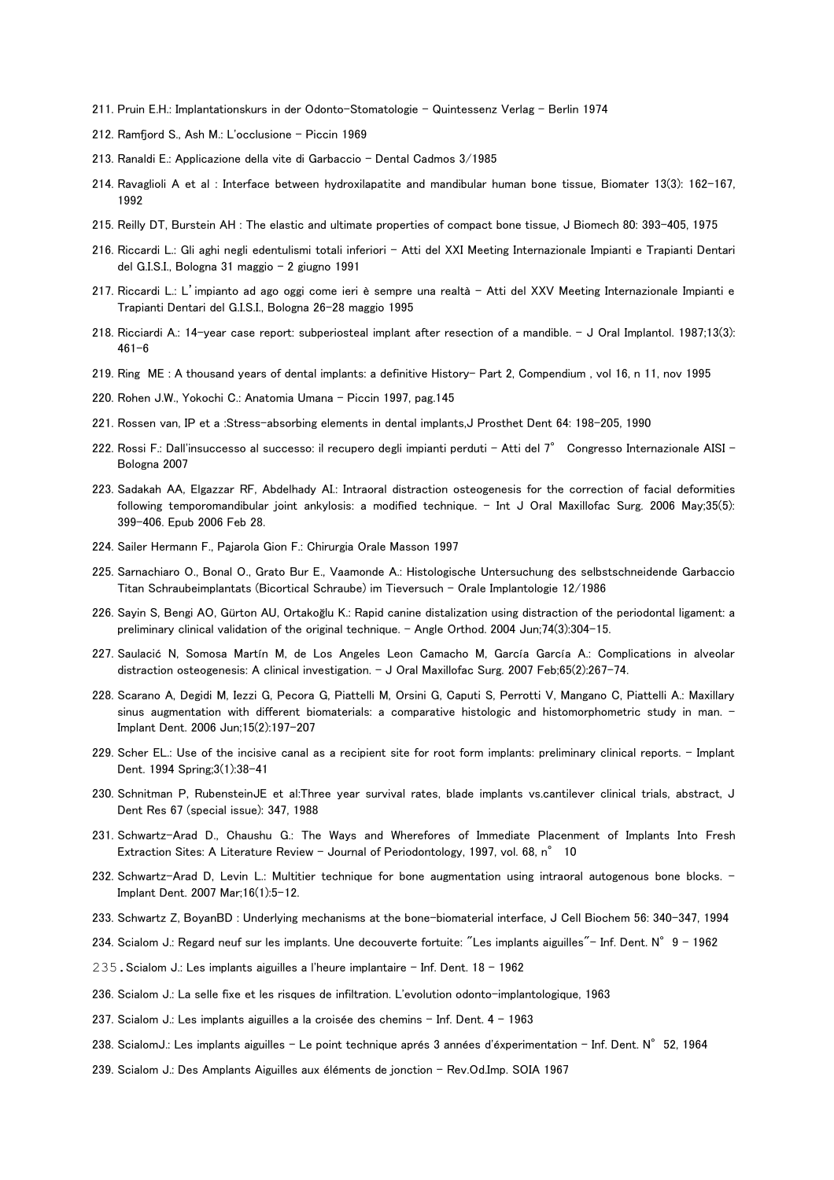211. Pruin E.H.: Implantationskurs in der Odonto-Stomatologie - Quintessenz Verlag - Berlin 1974

212. Ramfjord S., Ash M.: L'occlusione - Piccin 1969

213. Ranaldi E.: Applicazione della vite di Garbaccio - Dental Cadmos 3/1985

214. Ravaglioli A et al : Interface between hydroxilapatite and mandibular human bone tissue, Biomater 13(3): 162-167, 1992

215. Reilly DT, Burstein AH : The elastic and ultimate properties of compact bone tissue, J Biomech 80: 393-405, 1975

216. Riccardi L.: Gli aghi negli edentulismi totali inferiori - Atti del XXI Meeting Internazionale Impianti e Trapianti Dentari del G.I.S.I., Bologna 31 maggio - 2 giugno 1991

217. Riccardi L.: L'impianto ad ago oggi come ieri è sempre una realtà - Atti del XXV Meeting Internazionale Impianti e Trapianti Dentari del G.I.S.I., Bologna 26-28 maggio 1995

218. Ricciardi A.: 14-year case report: subperiosteal implant after resection of a mandible. - J Oral Implantol. 1987;13(3): 461-6

219. Ring ME : A thousand years of dental implants: a definitive History- Part 2, Compendium , vol 16, n 11, nov 1995

220. Rohen J.W., Yokochi C.: Anatomia Umana - Piccin 1997, pag.145

221. Rossen van, IP et a :Stress-absorbing elements in dental implants,J Prosthet Dent 64: 198-205, 1990

222. Rossi F.: Dall'insuccesso al successo: il recupero degli impianti perduti - Atti del 7° Congresso Internazionale AISI - Bologna 2007

223. Sadakah AA, Elgazzar RF, Abdelhady AI.: Intraoral distraction osteogenesis for the correction of facial deformities following temporomandibular joint ankylosis: a modified technique. - Int J Oral Maxillofac Surg. 2006 May;35(5): 399-406. Epub 2006 Feb 28.

224. Sailer Hermann F., Pajarola Gion F.: Chirurgia Orale Masson 1997

225. Sarnachiaro O., Bonal O., Grato Bur E., Vaamonde A.: Histologische Untersuchung des selbstschneidende Garbaccio Titan Schraubeimplantats (Bicortical Schraube) im Tieversuch - Orale Implantologie 12/1986

226. Sayin S, Bengi AO, Gürton AU, Ortakoğlu K.: Rapid canine distalization using distraction of the periodontal ligament: a preliminary clinical validation of the original technique. - Angle Orthod. 2004 Jun;74(3):304-15.

227. Saulacić N, Somosa Martín M, de Los Angeles Leon Camacho M, García García A.: Complications in alveolar distraction osteogenesis: A clinical investigation. - J Oral Maxillofac Surg. 2007 Feb;65(2):267-74.

228. Scarano A, Degidi M, Iezzi G, Pecora G, Piattelli M, Orsini G, Caputi S, Perrotti V, Mangano C, Piattelli A.: Maxillary sinus augmentation with different biomaterials: a comparative histologic and histomorphometric study in man. - Implant Dent. 2006 Jun;15(2):197-207

229. Scher EL.: Use of the incisive canal as a recipient site for root form implants: preliminary clinical reports. - Implant Dent. 1994 Spring;3(1):38-41

230. Schnitman P, RubensteinJE et al:Three year survival rates, blade implants vs.cantilever clinical trials, abstract, J Dent Res 67 (special issue): 347, 1988

231. Schwartz-Arad D., Chaushu G.: The Ways and Wherefores of Immediate Placenment of Implants Into Fresh Extraction Sites: A Literature Review - Journal of Periodontology, 1997, vol. 68, n° 10

232. Schwartz-Arad D, Levin L.: Multitier technique for bone augmentation using intraoral autogenous bone blocks. - Implant Dent. 2007 Mar;16(1):5-12.

233. Schwartz Z, BoyanBD : Underlying mechanisms at the bone-biomaterial interface, J Cell Biochem 56: 340-347, 1994

234. Scialom J.: Regard neuf sur les implants. Une decouverte fortuite: "Les implants aiguilles"- Inf. Dent. N° 9 - 1962

235. Scialom J.: Les implants aiguilles a l'heure implantaire - Inf. Dent. 18 - 1962

236. Scialom J.: La selle fixe et les risques de infiltration. L'evolution odonto-implantologique, 1963

237. Scialom J.: Les implants aiguilles a la croisée des chemins - Inf. Dent. 4 - 1963

238. ScialomJ.: Les implants aiguilles - Le point technique aprés 3 années d'éxperimentation - Inf. Dent. N° 52, 1964

239. Scialom J.: Des Amplants Aiguilles aux éléments de jonction - Rev.Od.Imp. SOIA 1967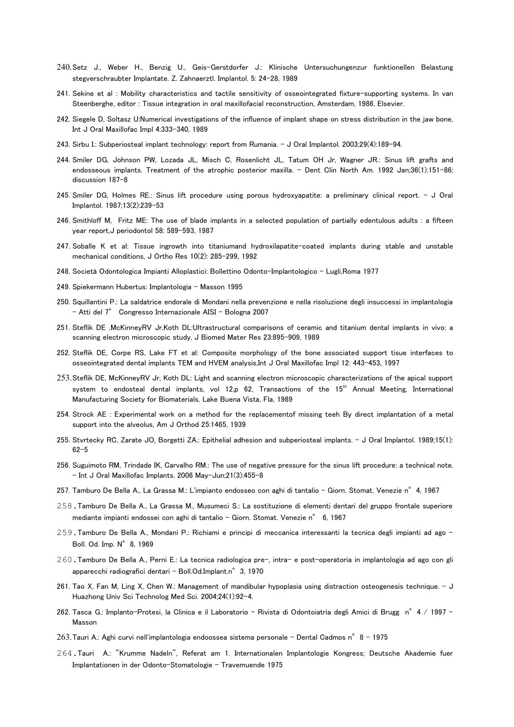240. Setz J., Weber H., Benzig U., Geis-Gerstdorfer J.: Klinische Untersuchungenzur funktionellen Belastung stegverschraubter Implantate. Z. Zahnaerztl. Implantol. 5: 24-28, 1989

241. Sekine et al : Mobility characteristics and tactile sensitivity of osseointegrated fixture-supporting systems. In van Steenberghe, editor : Tissue integration in oral maxillofacial reconstruction, Amsterdam, 1986, Elsevier.

242. Siegele D, Soltasz U:Numerical investigations of the influence of implant shape on stress distribution in the jaw bone, Int J Oral Maxillofac Impl 4:333-340, 1989

243. Sirbu I.: Subperiosteal implant technology: report from Rumania. - J Oral Implantol. 2003;29(4):189-94.

244. Smiler DG, Johnson PW, Lozada JL, Misch C, Rosenlicht JL, Tatum OH Jr, Wagner JR.: Sinus lift grafts and endosseous implants. Treatment of the atrophic posterior maxilla. - Dent Clin North Am. 1992 Jan;36(1):151-86; discussion 187-8

245. Smiler DG, Holmes RE.: Sinus lift procedure using porous hydroxyapatite: a preliminary clinical report. - J Oral Implantol. 1987;13(2):239-53

246. Smithloff M, Fritz ME: The use of blade implants in a selected population of partially edentulous adults : a fifteen year report,J periodontol 58: 589-593, 1987

247. Soballe K et al: Tissue ingrowth into titaniumand hydroxilapatite-coated implants during stable and unstable mechanical conditions, J Ortho Res 10(2): 285-299, 1992

248. Società Odontologica Impianti Alloplastici: Bollettino Odonto-Implantologico - Lugli,Roma 1977

249. Spiekermann Hubertus: Implantologia - Masson 1995

250. Squillantini P.: La saldatrice endorale di Mondani nella prevenzione e nella risoluzione degli insuccessi in implantologia - Atti del 7° Congresso Internazionale AISI - Bologna 2007

251. Steflik DE ,McKinneyRV Jr,Koth DL:Ultrastructural comparisons of ceramic and titanium dental implants in vivo: a scanning electron microscopic study, J Biomed Mater Res 23:895-909, 1989

252. Steflik DE, Corpe RS, Lake FT et al: Composite morphology of the bone associated support tisue interfaces to osseointegrated dental implants TEM and HVEM analysis,Int J Oral Maxillofac Impl 12: 443-453, 1997

253. Steflik DE, McKinneyRV Jr, Koth DL: Light and scanning electron microscopic characterizations of the apical support system to endosteal dental implants, vol 12,p 62, Transactions of the 15th Annual Meeting, International Manufacturing Society for Biomaterials, Lake Buena Vista, Fla, 1989

254. Strock AE : Experimental work on a method for the replacementof missing teeh By direct implantation of a metal support into the alveolus, Am J Orthod 25:1465, 1939

255. Stvrtecky RC, Zarate JO, Borgetti ZA.: Epithelial adhesion and subperiosteal implants. - J Oral Implantol. 1989;15(1): 62-5

256. Suguimoto RM, Trindade IK, Carvalho RM.: The use of negative pressure for the sinus lift procedure: a technical note. - Int J Oral Maxillofac Implants. 2006 May-Jun;21(3):455-8

257. Tamburo De Bella A., La Grassa M.: L'impianto endosseo con aghi di tantalio - Giorn. Stomat. Venezie n° 4, 1967

258. Tamburo De Bella A., La Grassa M., Musumeci S.: La sostituzione di elementi dentari del gruppo frontale superiore mediante impianti endossei con aghi di tantalio - Giorn. Stomat. Venezie n° 6, 1967

259. Tamburo De Bella A., Mondani P.: Richiami e principi di meccanica interessanti la tecnica degli impianti ad ago - Boll. Od. Imp. N° 8, 1969

260. Tamburo De Bella A., Perni E.: La tecnica radiologica pre-, intra- e post-operatoria in implantologia ad ago con gli apparecchi radiografici dentari - Boll.Od.Implant.n° 3, 1970

261. Tao X, Fan M, Ling X, Chen W.: Management of mandibular hypoplasia using distraction osteogenesis technique. - J Huazhong Univ Sci Technolog Med Sci. 2004;24(1):92-4.

262. Tasca G.: Implanto-Protesi, la Clinica e il Laboratorio - Rivista di Odontoiatria degli Amici di Brugg n° 4 / 1997 - Masson

263. Tauri A.: Aghi curvi nell'implantologia endoossea sistema personale - Dental Cadmos n° 8 - 1975

264. Tauri A.: "Krumme Nadeln", Referat am 1. Internationalen Implantologie Kongress; Deutsche Akademie fuer Implantationen in der Odonto-Stomatologie - Travemuende 1975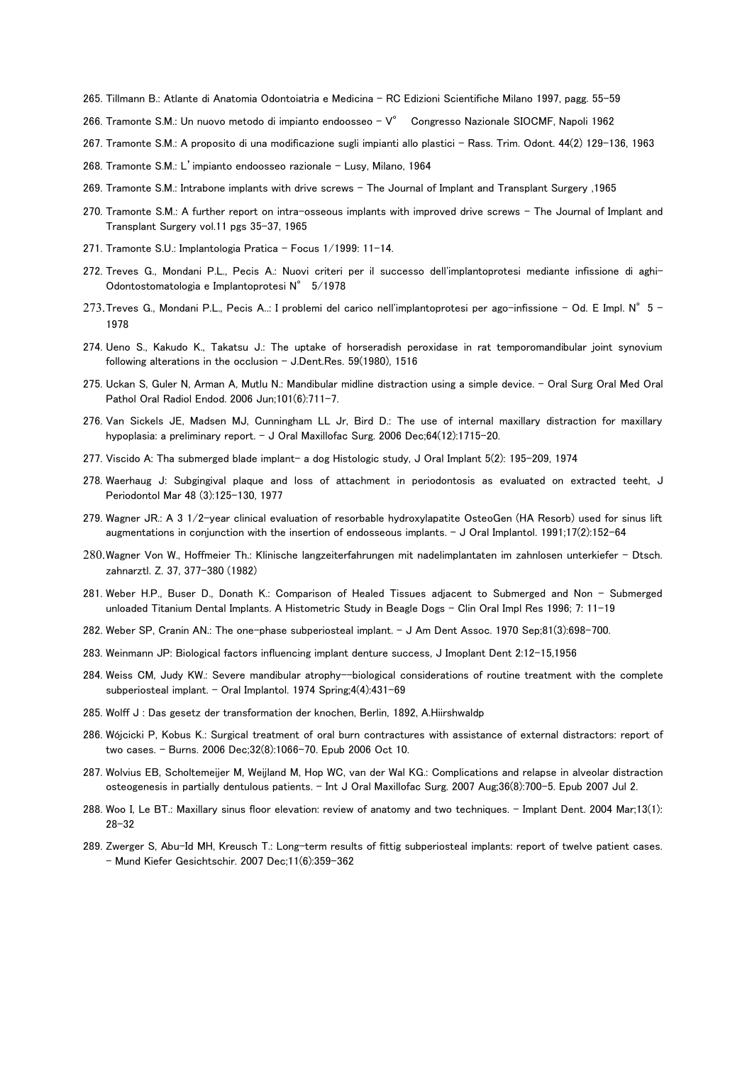265. Tillmann B.: Atlante di Anatomia Odontoiatria e Medicina – RC Edizioni Scientifiche Milano 1997, pagg. 55-59

266. Tramonte S.M.: Un nuovo metodo di impianto endoosseo – V° Congresso Nazionale SIOCMF, Napoli 1962

267. Tramonte S.M.: A proposito di una modificazione sugli impianti allo plastici – Rass. Trim. Odont. 44(2) 129-136, 1963

268. Tramonte S.M.: L'impianto endoosseo razionale – Lusy, Milano, 1964

269. Tramonte S.M.: Intrabone implants with drive screws – The Journal of Implant and Transplant Surgery ,1965

270. Tramonte S.M.: A further report on intra-osseous implants with improved drive screws – The Journal of Implant and Transplant Surgery vol.11 pgs 35-37, 1965

271. Tramonte S.U.: Implantologia Pratica – Focus 1/1999: 11-14.

272. Treves G., Mondani P.L., Pecis A.: Nuovi criteri per il successo dell'implantoprotesi mediante infissione di aghi– Odontostomatologia e Implantoprotesi N° 5/1978

273. Treves G., Mondani P.L., Pecis A..: I problemi del carico nell'implantoprotesi per ago-infissione – Od. E Impl. N° 5 – 1978

274. Ueno S., Kakudo K., Takatsu J.: The uptake of horseradish peroxidase in rat temporomandibular joint synovium following alterations in the occlusion – J.Dent.Res. 59(1980), 1516

275. Uckan S, Guler N, Arman A, Mutlu N.: Mandibular midline distraction using a simple device. – Oral Surg Oral Med Oral Pathol Oral Radiol Endod. 2006 Jun;101(6):711-7.

276. Van Sickels JE, Madsen MJ, Cunningham LL Jr, Bird D.: The use of internal maxillary distraction for maxillary hypoplasia: a preliminary report. – J Oral Maxillofac Surg. 2006 Dec;64(12):1715-20.

277. Viscido A: Tha submerged blade implant- a dog Histologic study, J Oral Implant 5(2): 195-209, 1974

278. Waerhaug J: Subgingival plaque and loss of attachment in periodontosis as evaluated on extracted teeht, J Periodontol Mar 48 (3):125-130, 1977

279. Wagner JR.: A 3 1/2-year clinical evaluation of resorbable hydroxylapatite OsteoGen (HA Resorb) used for sinus lift augmentations in conjunction with the insertion of endosseous implants. – J Oral Implantol. 1991;17(2):152-64

280. Wagner Von W., Hoffmeier Th.: Klinische langzeiterfahrungen mit nadelimplantaten im zahnlosen unterkiefer – Dtsch. zahnarztl. Z. 37, 377-380 (1982)

281. Weber H.P., Buser D., Donath K.: Comparison of Healed Tissues adjacent to Submerged and Non – Submerged unloaded Titanium Dental Implants. A Histometric Study in Beagle Dogs – Clin Oral Impl Res 1996; 7: 11-19

282. Weber SP, Cranin AN.: The one-phase subperiosteal implant. – J Am Dent Assoc. 1970 Sep;81(3):698-700.

283. Weinmann JP: Biological factors influencing implant denture success, J Imoplant Dent 2:12-15,1956

284. Weiss CM, Judy KW.: Severe mandibular atrophy--biological considerations of routine treatment with the complete subperiosteal implant. – Oral Implantol. 1974 Spring;4(4):431-69

285. Wolff J : Das gesetz der transformation der knochen, Berlin, 1892, A.Hiirshwaldp

286. Wójcicki P, Kobus K.: Surgical treatment of oral burn contractures with assistance of external distractors: report of two cases. – Burns. 2006 Dec;32(8):1066-70. Epub 2006 Oct 10.

287. Wolvius EB, Scholtemeijer M, Weijland M, Hop WC, van der Wal KG.: Complications and relapse in alveolar distraction osteogenesis in partially dentulous patients. – Int J Oral Maxillofac Surg. 2007 Aug;36(8):700-5. Epub 2007 Jul 2.

288. Woo I, Le BT.: Maxillary sinus floor elevation: review of anatomy and two techniques. – Implant Dent. 2004 Mar;13(1): 28-32

289. Zwerger S, Abu-Id MH, Kreusch T.: Long-term results of fittig subperiosteal implants: report of twelve patient cases. – Mund Kiefer Gesichtschir. 2007 Dec;11(6):359-362